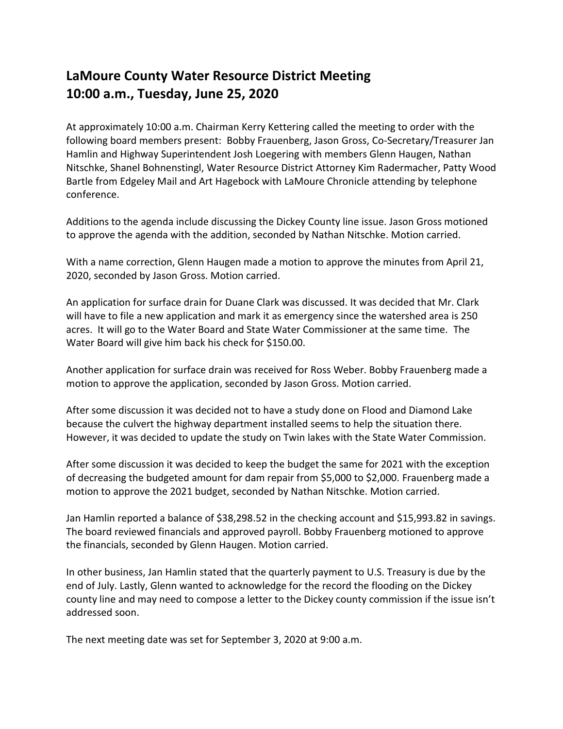# LaMoure County Water Resource District Meeting
# 10:00 a.m., Tuesday, June 25, 2020

At approximately 10:00 a.m. Chairman Kerry Kettering called the meeting to order with the following board members present: Bobby Frauenberg, Jason Gross, Co-Secretary/Treasurer Jan Hamlin and Highway Superintendent Josh Loegering with members Glenn Haugen, Nathan Nitschke, Shanel Bohnenstingl, Water Resource District Attorney Kim Radermacher, Patty Wood Bartle from Edgeley Mail and Art Hagebock with LaMoure Chronicle attending by telephone conference.

Additions to the agenda include discussing the Dickey County line issue. Jason Gross motioned to approve the agenda with the addition, seconded by Nathan Nitschke. Motion carried.

With a name correction, Glenn Haugen made a motion to approve the minutes from April 21, 2020, seconded by Jason Gross. Motion carried.

An application for surface drain for Duane Clark was discussed. It was decided that Mr. Clark will have to file a new application and mark it as emergency since the watershed area is 250 acres. It will go to the Water Board and State Water Commissioner at the same time. The Water Board will give him back his check for $150.00.

Another application for surface drain was received for Ross Weber. Bobby Frauenberg made a motion to approve the application, seconded by Jason Gross. Motion carried.

After some discussion it was decided not to have a study done on Flood and Diamond Lake because the culvert the highway department installed seems to help the situation there. However, it was decided to update the study on Twin lakes with the State Water Commission.

After some discussion it was decided to keep the budget the same for 2021 with the exception of decreasing the budgeted amount for dam repair from $5,000 to $2,000. Frauenberg made a motion to approve the 2021 budget, seconded by Nathan Nitschke. Motion carried.

Jan Hamlin reported a balance of $38,298.52 in the checking account and $15,993.82 in savings. The board reviewed financials and approved payroll. Bobby Frauenberg motioned to approve the financials, seconded by Glenn Haugen. Motion carried.

In other business, Jan Hamlin stated that the quarterly payment to U.S. Treasury is due by the end of July. Lastly, Glenn wanted to acknowledge for the record the flooding on the Dickey county line and may need to compose a letter to the Dickey county commission if the issue isn't addressed soon.

The next meeting date was set for September 3, 2020 at 9:00 a.m.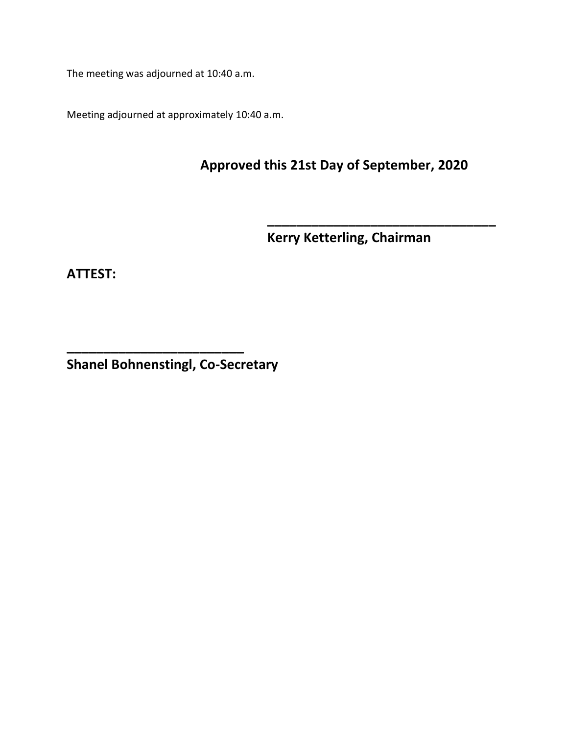The meeting was adjourned at 10:40 a.m.

Meeting adjourned at approximately 10:40 a.m.

**Approved this 21st Day of September, 2020**

**_________________________________**
**Kerry Ketterling, Chairman**

**ATTEST:**

**_________________________**
**Shanel Bohnenstingl, Co-Secretary**